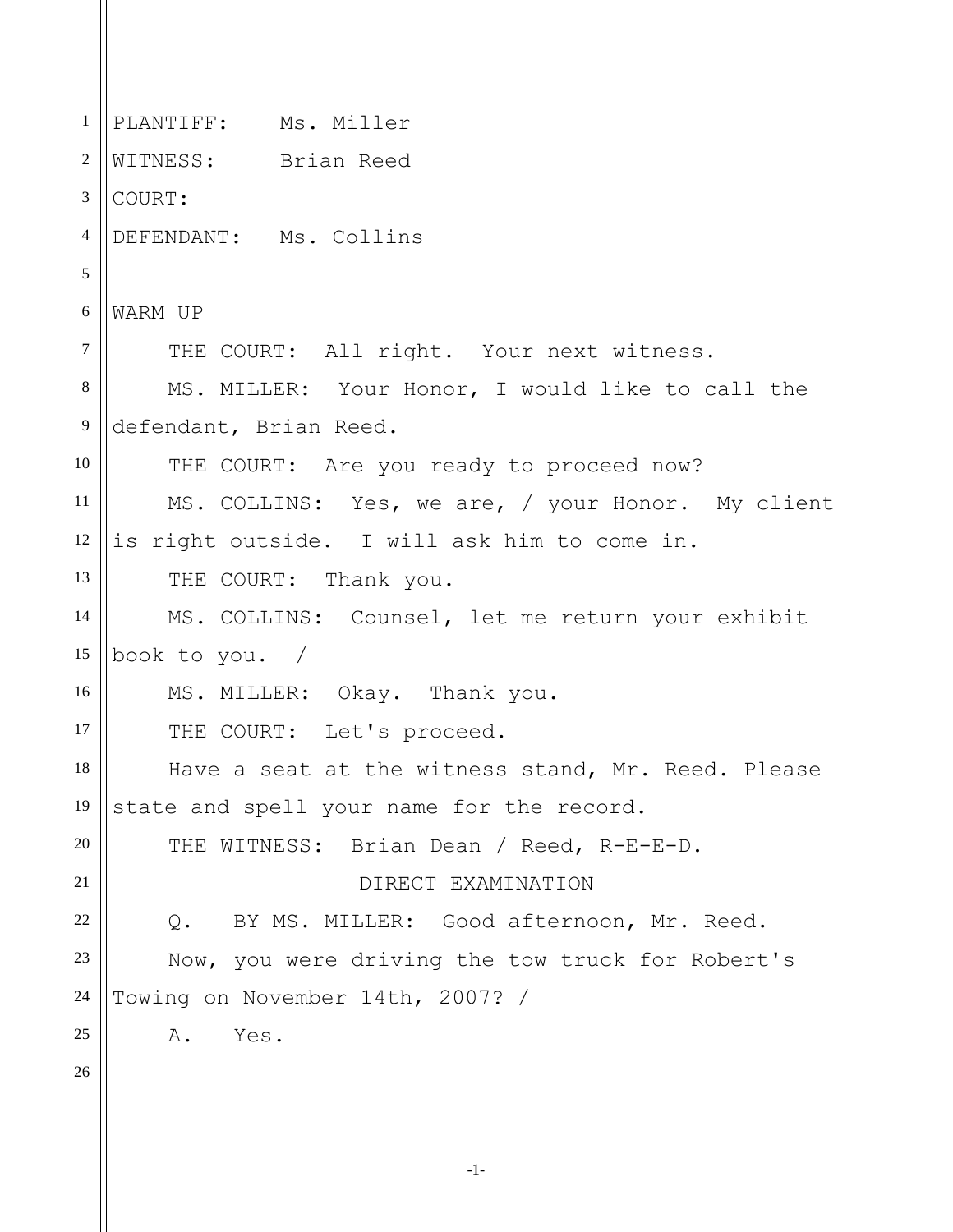PLANTIFF: Ms. Miller

WITNESS: Brian Reed

COURT:

DEFENDANT: Ms. Collins

WARM UP

THE COURT: All right. Your next witness.

MS. MILLER: Your Honor, I would like to call the defendant, Brian Reed.

THE COURT: Are you ready to proceed now?

MS. COLLINS: Yes, we are, / your Honor. My client is right outside. I will ask him to come in.

THE COURT: Thank you.

MS. COLLINS: Counsel, let me return your exhibit book to you. /

MS. MILLER: Okay. Thank you.

THE COURT: Let's proceed.

Have a seat at the witness stand, Mr. Reed. Please state and spell your name for the record.

THE WITNESS: Brian Dean / Reed, R-E-E-D.

DIRECT EXAMINATION

Q. BY MS. MILLER: Good afternoon, Mr. Reed.

Now, you were driving the tow truck for Robert's Towing on November 14th, 2007? /

A. Yes.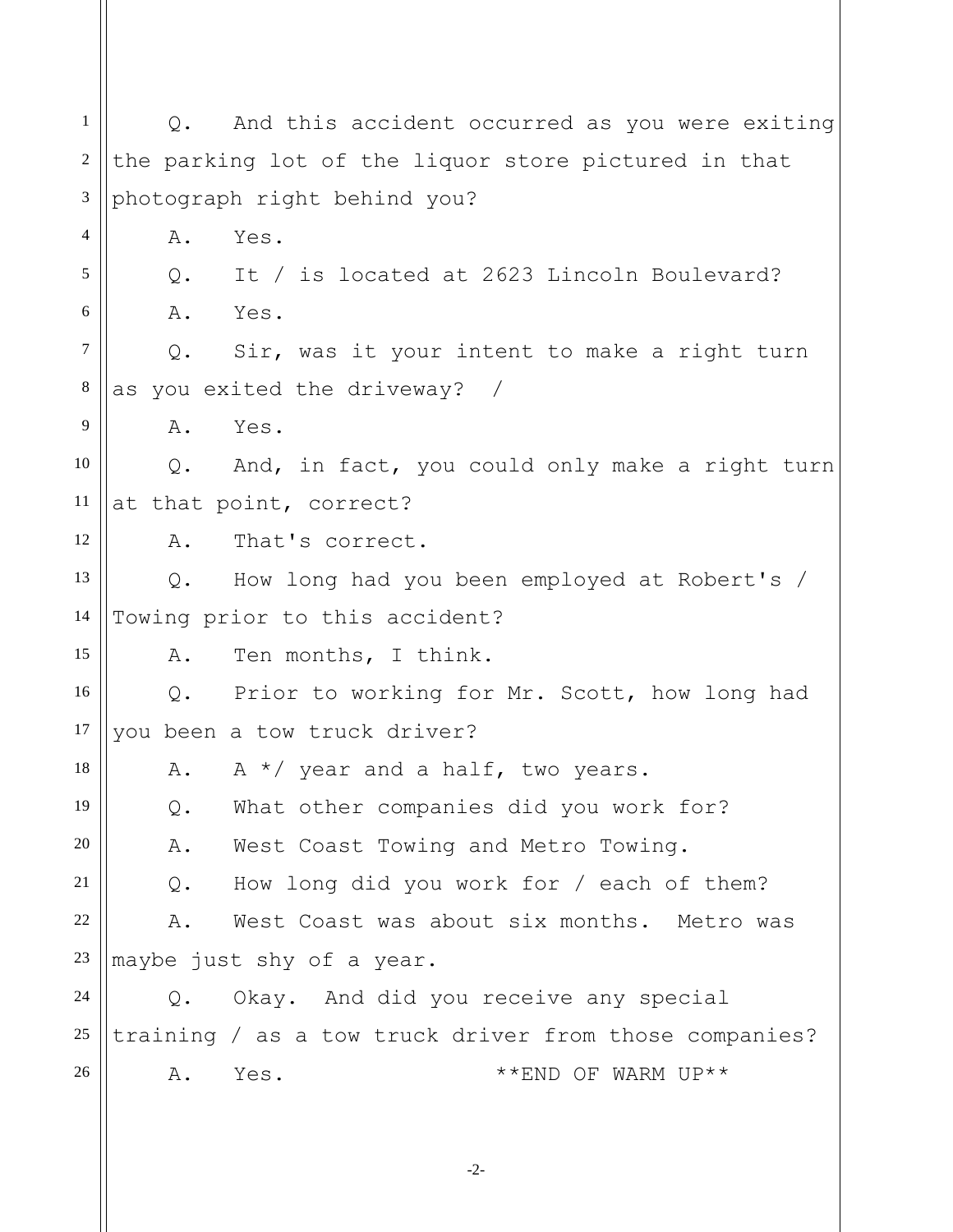Q. And this accident occurred as you were exiting the parking lot of the liquor store pictured in that photograph right behind you?

A. Yes.

Q. It / is located at 2623 Lincoln Boulevard?

A. Yes.

Q. Sir, was it your intent to make a right turn as you exited the driveway? /

A. Yes.

Q. And, in fact, you could only make a right turn at that point, correct?

A. That's correct.

Q. How long had you been employed at Robert's / Towing prior to this accident?

A. Ten months, I think.

Q. Prior to working for Mr. Scott, how long had you been a tow truck driver?

A. A */ year and a half, two years.

Q. What other companies did you work for?

A. West Coast Towing and Metro Towing.

Q. How long did you work for / each of them?

A. West Coast was about six months. Metro was maybe just shy of a year.

Q. Okay. And did you receive any special training / as a tow truck driver from those companies?

A. Yes. **END OF WARM UP**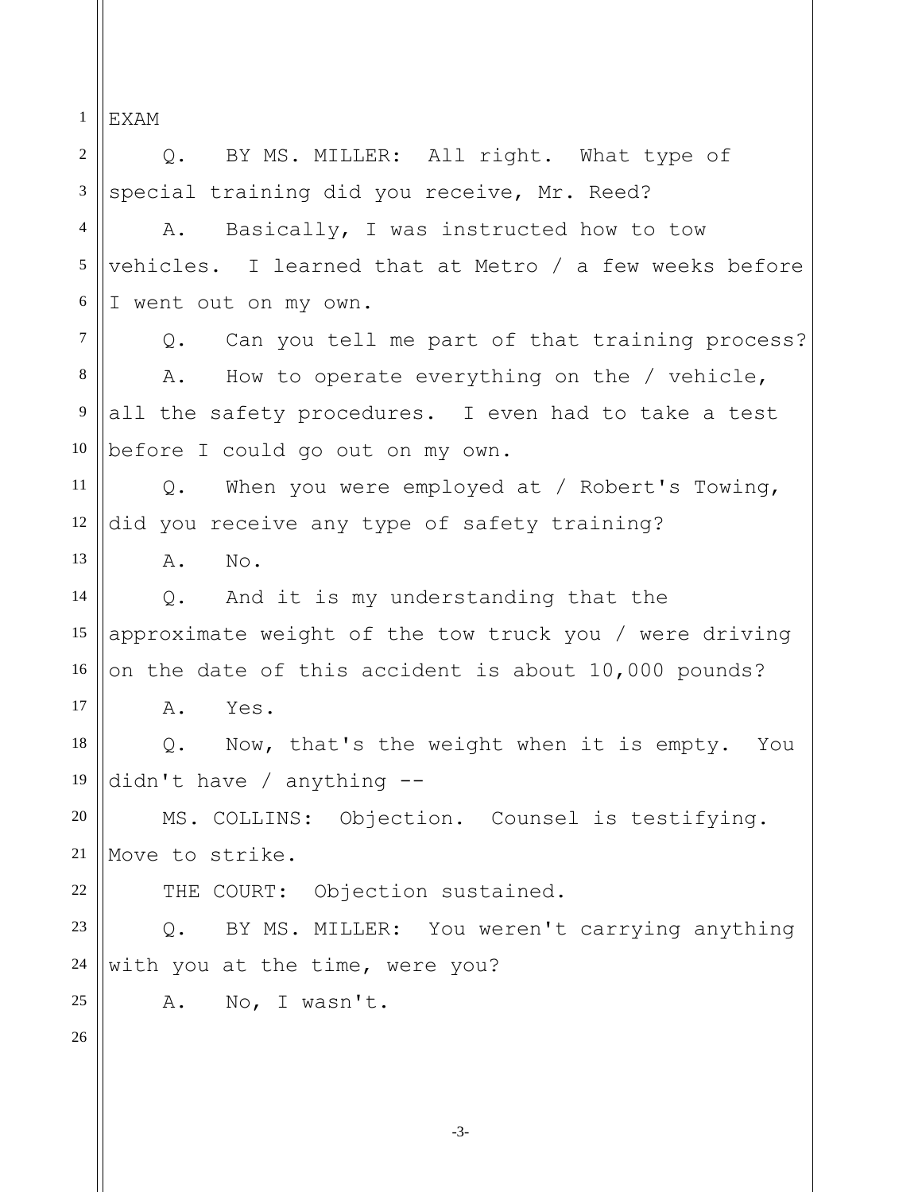EXAM

Q. BY MS. MILLER: All right. What type of special training did you receive, Mr. Reed?

A. Basically, I was instructed how to tow vehicles. I learned that at Metro / a few weeks before I went out on my own.

Q. Can you tell me part of that training process?

A. How to operate everything on the / vehicle, all the safety procedures. I even had to take a test before I could go out on my own.

Q. When you were employed at / Robert's Towing, did you receive any type of safety training?

A. No.

Q. And it is my understanding that the approximate weight of the tow truck you / were driving on the date of this accident is about 10,000 pounds?

A. Yes.

Q. Now, that's the weight when it is empty. You didn't have / anything --

MS. COLLINS: Objection. Counsel is testifying. Move to strike.

THE COURT: Objection sustained.

Q. BY MS. MILLER: You weren't carrying anything with you at the time, were you?

A. No, I wasn't.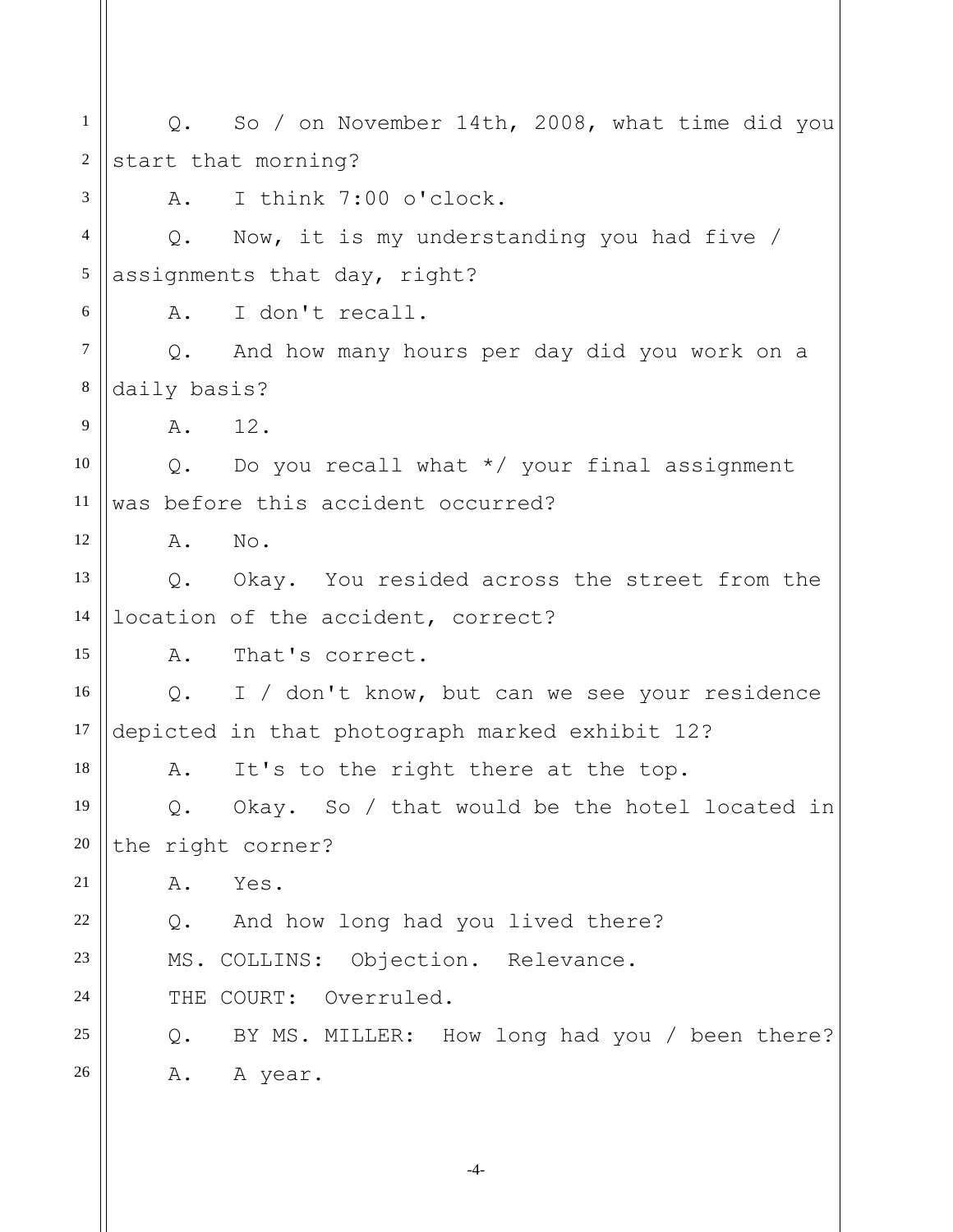Q. So / on November 14th, 2008, what time did you start that morning?

A. I think 7:00 o'clock.

Q. Now, it is my understanding you had five / assignments that day, right?

A. I don't recall.

Q. And how many hours per day did you work on a daily basis?

A. 12.

Q. Do you recall what */ your final assignment was before this accident occurred?

A. No.

Q. Okay. You resided across the street from the location of the accident, correct?

A. That's correct.

Q. I / don't know, but can we see your residence depicted in that photograph marked exhibit 12?

A. It's to the right there at the top.

Q. Okay. So / that would be the hotel located in the right corner?

A. Yes.

Q. And how long had you lived there?

MS. COLLINS: Objection. Relevance.

THE COURT: Overruled.

Q. BY MS. MILLER: How long had you / been there?

A. A year.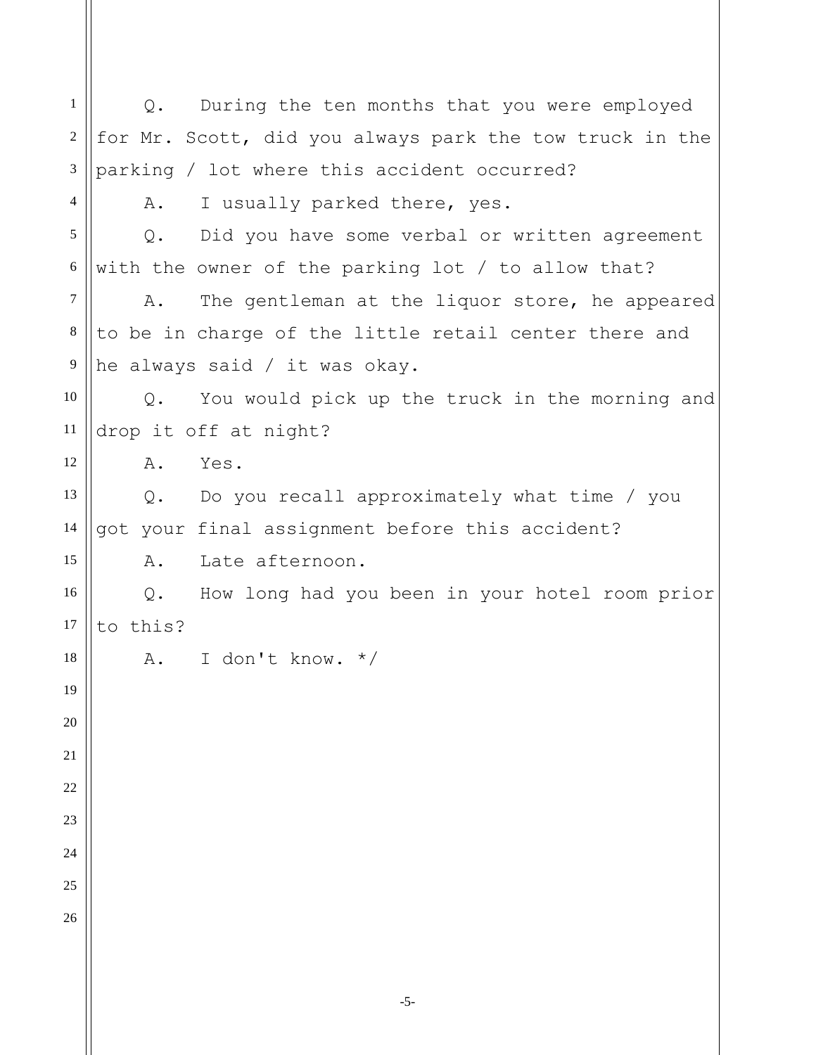Q. During the ten months that you were employed for Mr. Scott, did you always park the tow truck in the parking / lot where this accident occurred?

A. I usually parked there, yes.

Q. Did you have some verbal or written agreement with the owner of the parking lot / to allow that?

A. The gentleman at the liquor store, he appeared to be in charge of the little retail center there and he always said / it was okay.

Q. You would pick up the truck in the morning and drop it off at night?

A. Yes.

Q. Do you recall approximately what time / you got your final assignment before this accident?

A. Late afternoon.

Q. How long had you been in your hotel room prior to this?

A. I don't know. */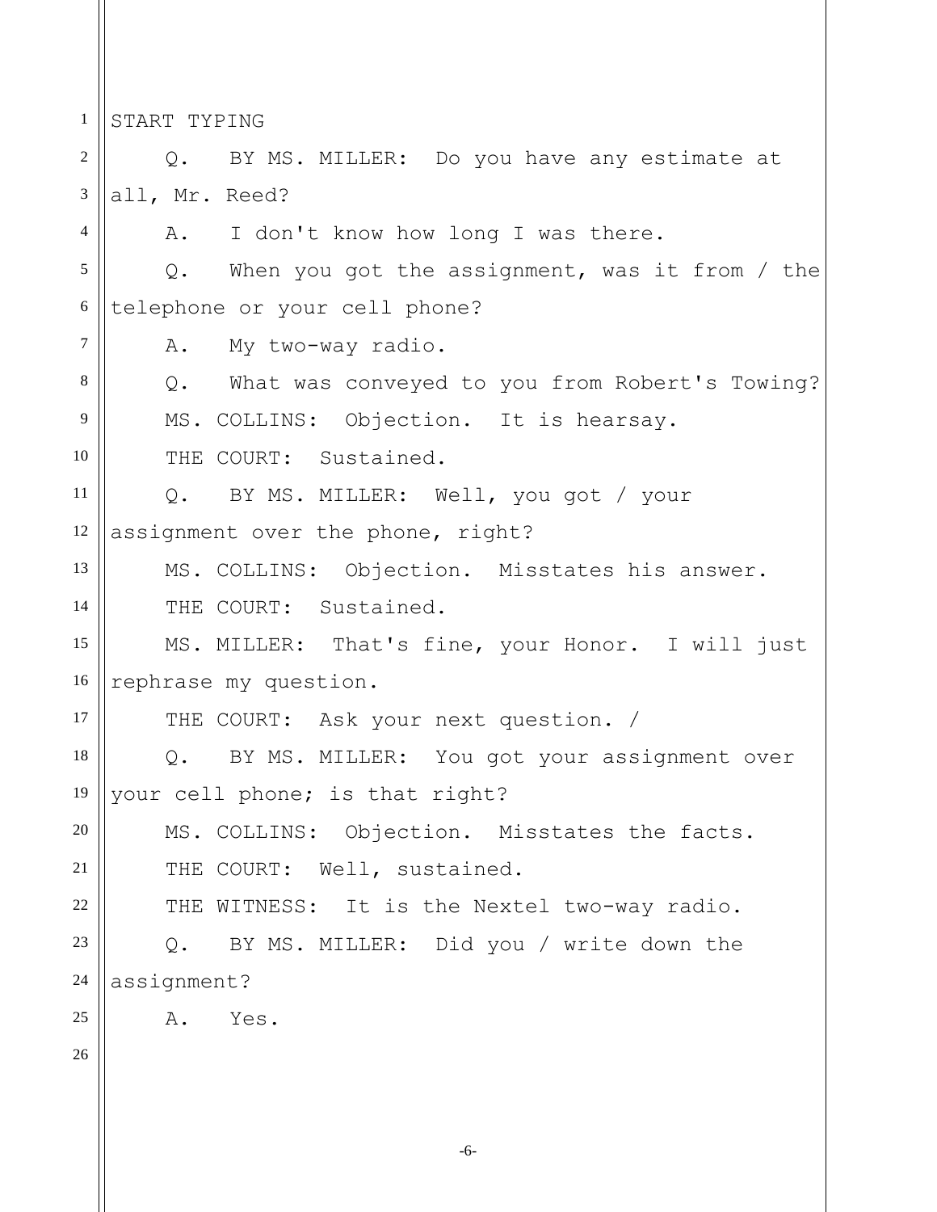START TYPING

Q. BY MS. MILLER: Do you have any estimate at all, Mr. Reed?

A. I don't know how long I was there.

Q. When you got the assignment, was it from / the telephone or your cell phone?

A. My two-way radio.

Q. What was conveyed to you from Robert's Towing?

MS. COLLINS: Objection. It is hearsay.

THE COURT: Sustained.

Q. BY MS. MILLER: Well, you got / your assignment over the phone, right?

MS. COLLINS: Objection. Misstates his answer.

THE COURT: Sustained.

MS. MILLER: That's fine, your Honor. I will just rephrase my question.

THE COURT: Ask your next question. /

Q. BY MS. MILLER: You got your assignment over your cell phone; is that right?

MS. COLLINS: Objection. Misstates the facts.

THE COURT: Well, sustained.

THE WITNESS: It is the Nextel two-way radio.

Q. BY MS. MILLER: Did you / write down the assignment?

A. Yes.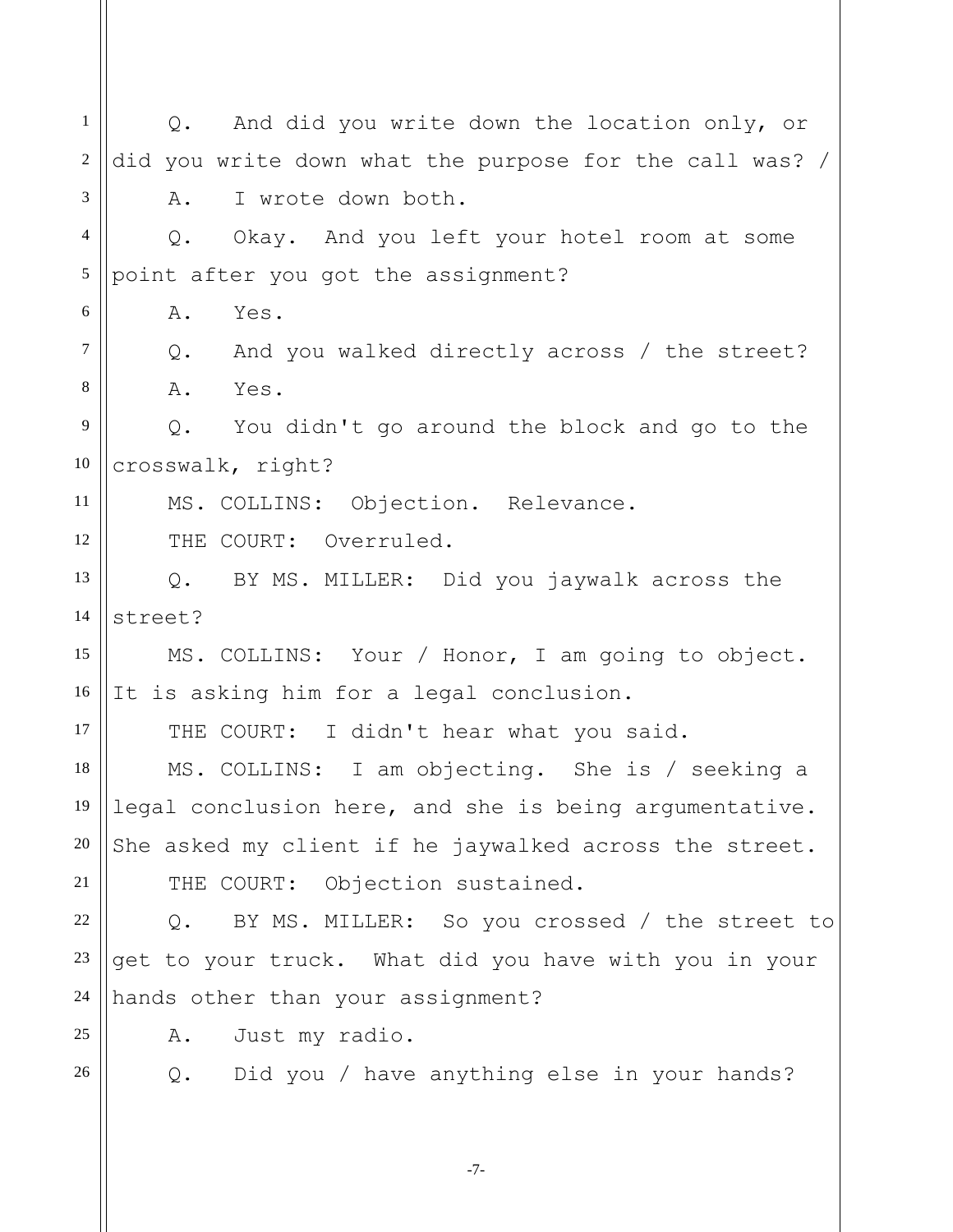Q. And did you write down the location only, or did you write down what the purpose for the call was? /

A. I wrote down both.

Q. Okay. And you left your hotel room at some point after you got the assignment?

A. Yes.

Q. And you walked directly across / the street?

A. Yes.

Q. You didn't go around the block and go to the crosswalk, right?

MS. COLLINS: Objection. Relevance.

THE COURT: Overruled.

Q. BY MS. MILLER: Did you jaywalk across the street?

MS. COLLINS: Your / Honor, I am going to object. It is asking him for a legal conclusion.

THE COURT: I didn't hear what you said.

MS. COLLINS: I am objecting. She is / seeking a legal conclusion here, and she is being argumentative. She asked my client if he jaywalked across the street.

THE COURT: Objection sustained.

Q. BY MS. MILLER: So you crossed / the street to get to your truck. What did you have with you in your hands other than your assignment?

A. Just my radio.

Q. Did you / have anything else in your hands?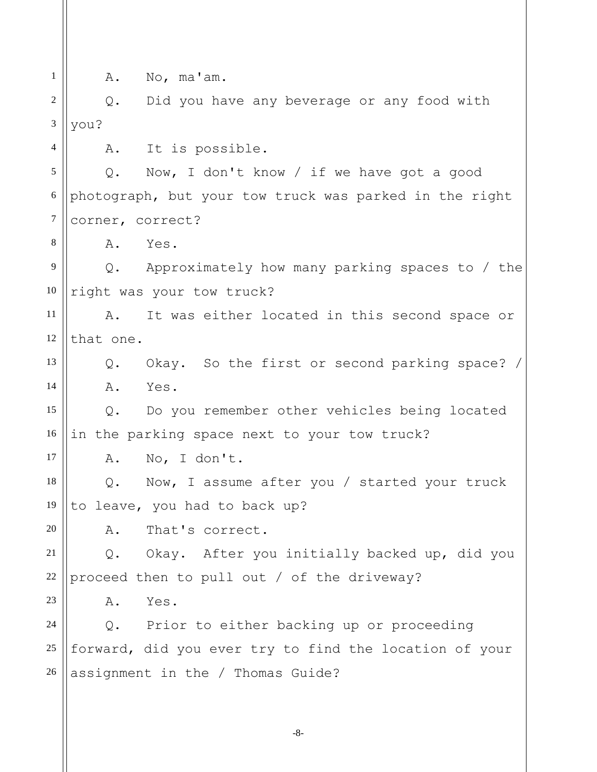A. No, ma'am.

Q. Did you have any beverage or any food with you?

A. It is possible.

Q. Now, I don't know / if we have got a good photograph, but your tow truck was parked in the right corner, correct?

A. Yes.

Q. Approximately how many parking spaces to / the right was your tow truck?

A. It was either located in this second space or that one.

Q. Okay. So the first or second parking space? /

A. Yes.

Q. Do you remember other vehicles being located in the parking space next to your tow truck?

A. No, I don't.

Q. Now, I assume after you / started your truck to leave, you had to back up?

A. That's correct.

Q. Okay. After you initially backed up, did you proceed then to pull out / of the driveway?

A. Yes.

Q. Prior to either backing up or proceeding forward, did you ever try to find the location of your assignment in the / Thomas Guide?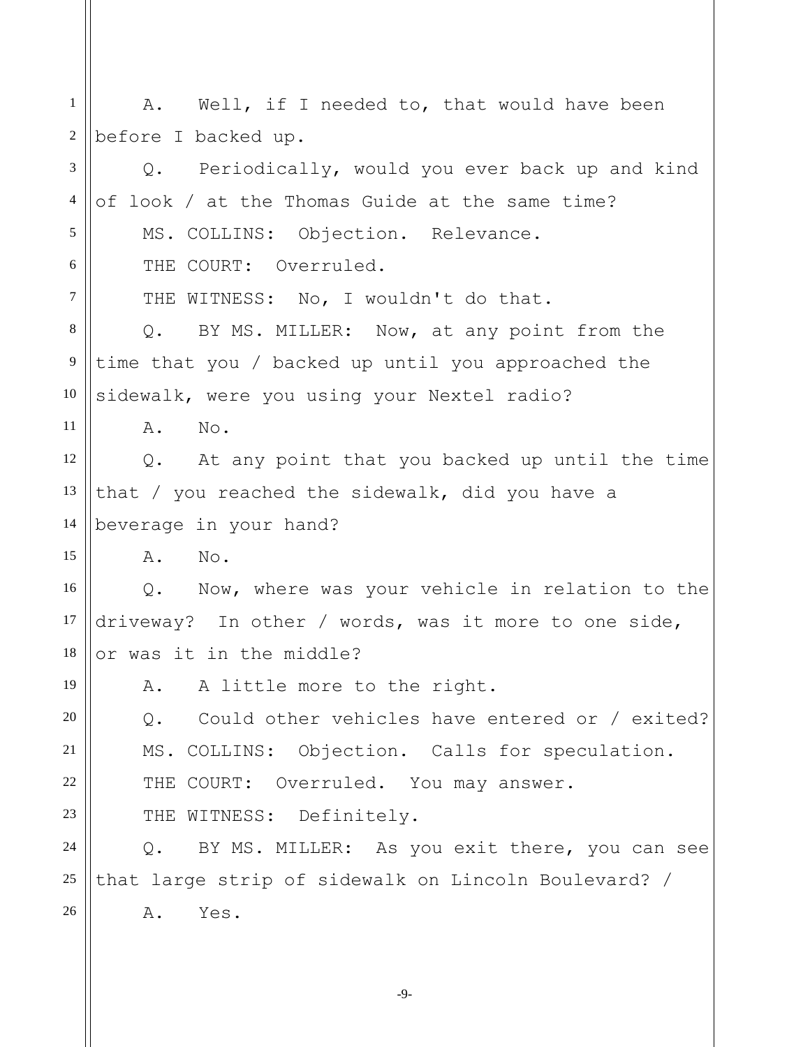A. Well, if I needed to, that would have been before I backed up.

Q. Periodically, would you ever back up and kind of look / at the Thomas Guide at the same time?

MS. COLLINS: Objection. Relevance.

THE COURT: Overruled.

THE WITNESS: No, I wouldn't do that.

Q. BY MS. MILLER: Now, at any point from the time that you / backed up until you approached the sidewalk, were you using your Nextel radio?

A. No.

Q. At any point that you backed up until the time that / you reached the sidewalk, did you have a beverage in your hand?

A. No.

Q. Now, where was your vehicle in relation to the driveway? In other / words, was it more to one side, or was it in the middle?

A. A little more to the right.

Q. Could other vehicles have entered or / exited?

MS. COLLINS: Objection. Calls for speculation.

THE COURT: Overruled. You may answer.

THE WITNESS: Definitely.

Q. BY MS. MILLER: As you exit there, you can see that large strip of sidewalk on Lincoln Boulevard? /

A. Yes.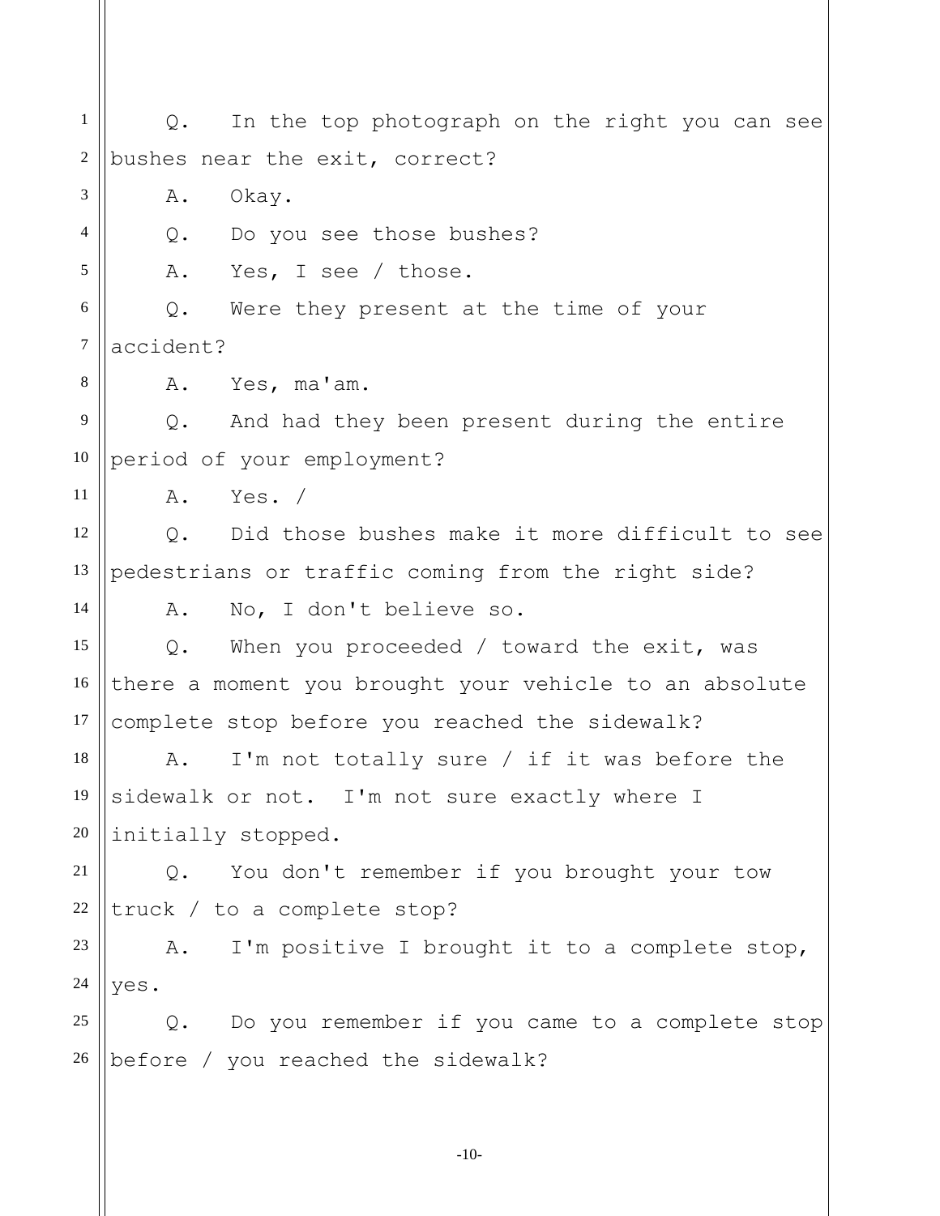Q. In the top photograph on the right you can see bushes near the exit, correct?

A. Okay.

Q. Do you see those bushes?

A. Yes, I see / those.

Q. Were they present at the time of your accident?

A. Yes, ma'am.

Q. And had they been present during the entire period of your employment?

A. Yes. /

Q. Did those bushes make it more difficult to see pedestrians or traffic coming from the right side?

A. No, I don't believe so.

Q. When you proceeded / toward the exit, was there a moment you brought your vehicle to an absolute complete stop before you reached the sidewalk?

A. I'm not totally sure / if it was before the sidewalk or not. I'm not sure exactly where I initially stopped.

Q. You don't remember if you brought your tow truck / to a complete stop?

A. I'm positive I brought it to a complete stop, yes.

Q. Do you remember if you came to a complete stop before / you reached the sidewalk?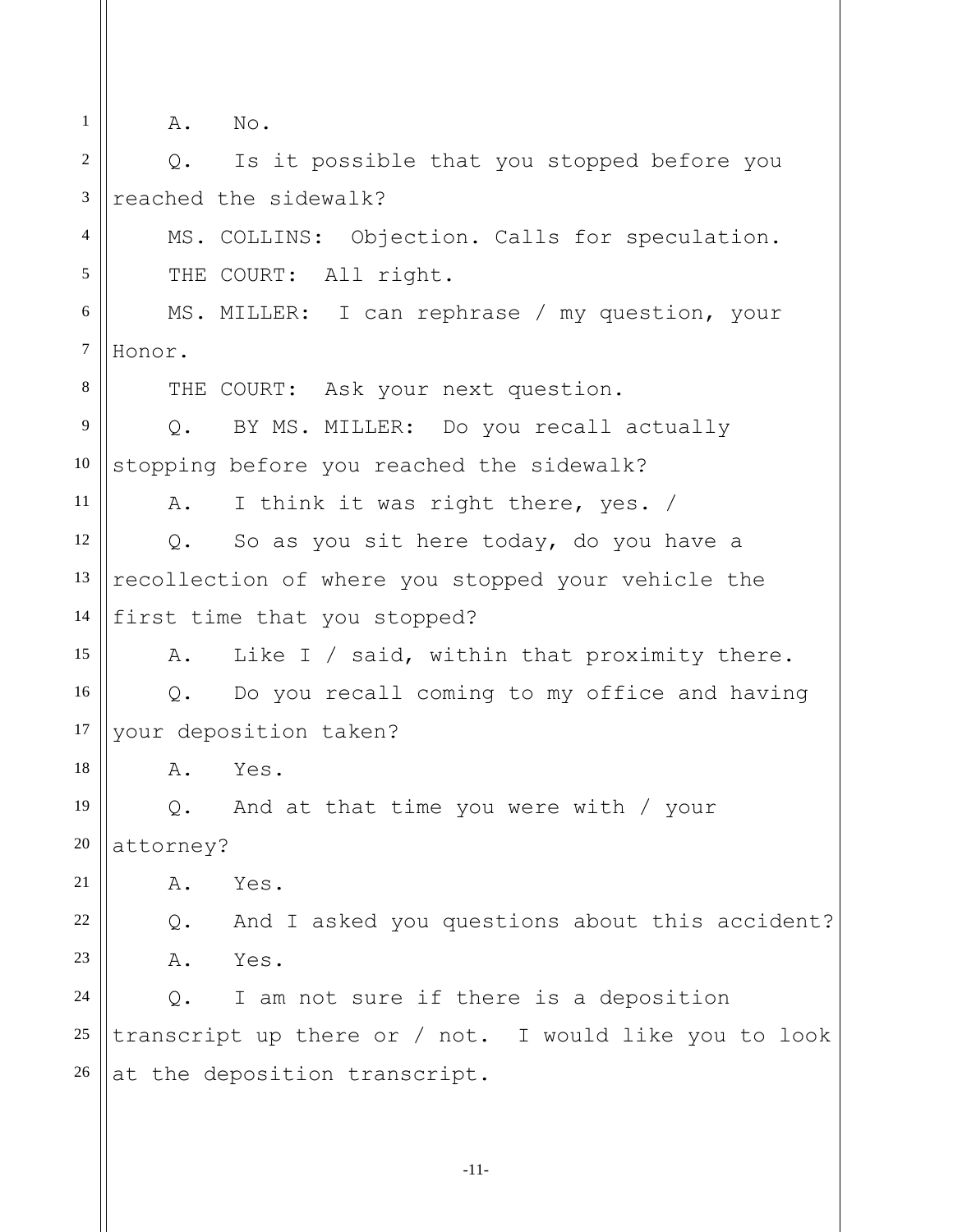A. No.

Q. Is it possible that you stopped before you reached the sidewalk?

MS. COLLINS: Objection. Calls for speculation.

THE COURT: All right.

MS. MILLER: I can rephrase / my question, your Honor.

THE COURT: Ask your next question.

Q. BY MS. MILLER: Do you recall actually stopping before you reached the sidewalk?

A. I think it was right there, yes. /

Q. So as you sit here today, do you have a recollection of where you stopped your vehicle the first time that you stopped?

A. Like I / said, within that proximity there.

Q. Do you recall coming to my office and having your deposition taken?

A. Yes.

Q. And at that time you were with / your attorney?

A. Yes.

Q. And I asked you questions about this accident?

A. Yes.

Q. I am not sure if there is a deposition transcript up there or / not. I would like you to look at the deposition transcript.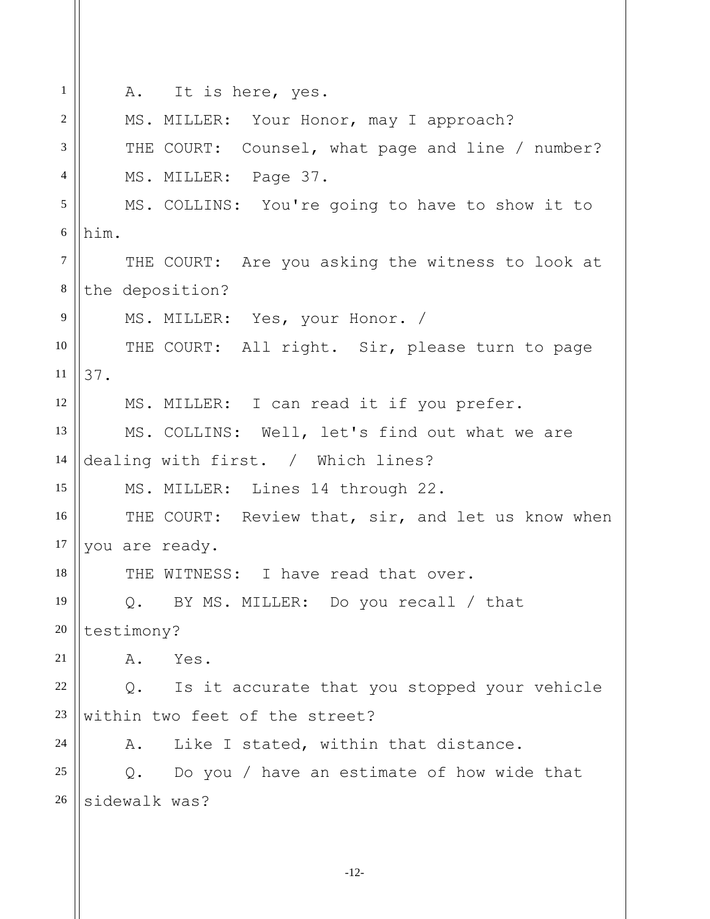A. It is here, yes.

MS. MILLER: Your Honor, may I approach?

THE COURT: Counsel, what page and line / number?

MS. MILLER: Page 37.

MS. COLLINS: You're going to have to show it to him.

THE COURT: Are you asking the witness to look at the deposition?

MS. MILLER: Yes, your Honor. /

THE COURT: All right. Sir, please turn to page 37.

MS. MILLER: I can read it if you prefer.

MS. COLLINS: Well, let's find out what we are dealing with first. / Which lines?

MS. MILLER: Lines 14 through 22.

THE COURT: Review that, sir, and let us know when you are ready.

THE WITNESS: I have read that over.

Q. BY MS. MILLER: Do you recall / that testimony?

A. Yes.

Q. Is it accurate that you stopped your vehicle within two feet of the street?

A. Like I stated, within that distance.

Q. Do you / have an estimate of how wide that sidewalk was?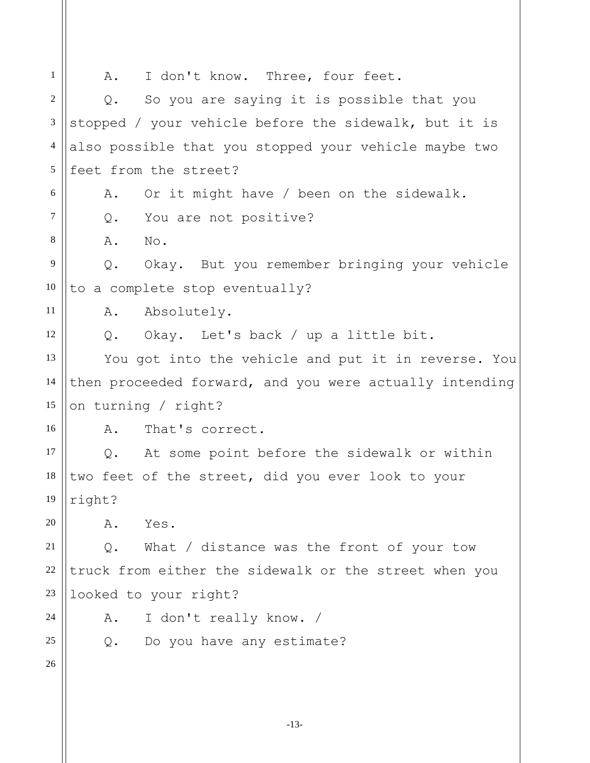A. I don't know. Three, four feet.

Q. So you are saying it is possible that you stopped / your vehicle before the sidewalk, but it is also possible that you stopped your vehicle maybe two feet from the street?

A. Or it might have / been on the sidewalk.

Q. You are not positive?

A. No.

Q. Okay. But you remember bringing your vehicle to a complete stop eventually?

A. Absolutely.

Q. Okay. Let's back / up a little bit.

You got into the vehicle and put it in reverse. You then proceeded forward, and you were actually intending on turning / right?

A. That's correct.

Q. At some point before the sidewalk or within two feet of the street, did you ever look to your right?

A. Yes.

Q. What / distance was the front of your tow truck from either the sidewalk or the street when you looked to your right?

A. I don't really know. /

Q. Do you have any estimate?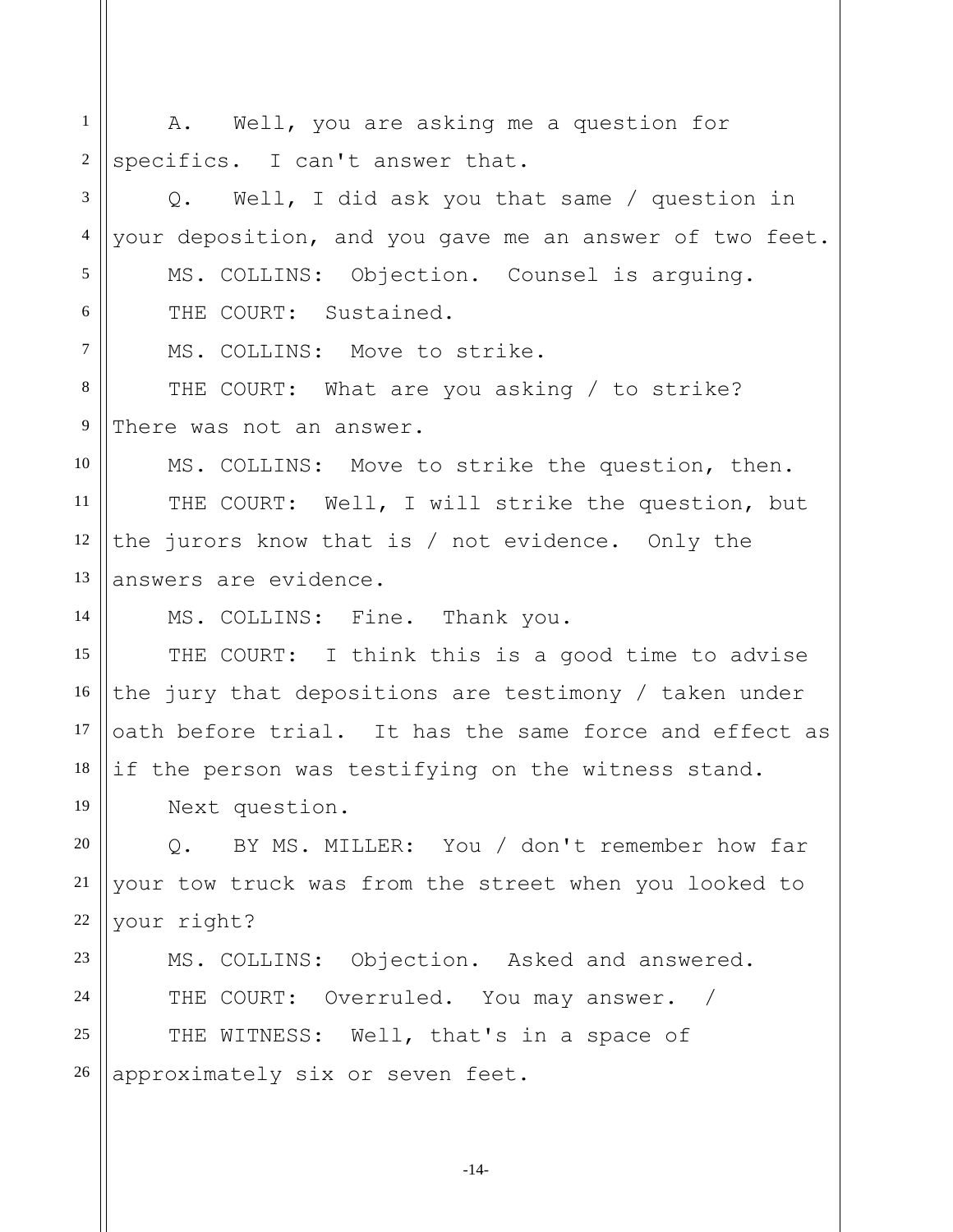A. Well, you are asking me a question for specifics. I can't answer that.

Q. Well, I did ask you that same / question in your deposition, and you gave me an answer of two feet.

MS. COLLINS: Objection. Counsel is arguing.

THE COURT: Sustained.

MS. COLLINS: Move to strike.

THE COURT: What are you asking / to strike? There was not an answer.

MS. COLLINS: Move to strike the question, then.

THE COURT: Well, I will strike the question, but the jurors know that is / not evidence. Only the answers are evidence.

MS. COLLINS: Fine. Thank you.

THE COURT: I think this is a good time to advise the jury that depositions are testimony / taken under oath before trial. It has the same force and effect as if the person was testifying on the witness stand.

Next question.

Q. BY MS. MILLER: You / don't remember how far your tow truck was from the street when you looked to your right?

MS. COLLINS: Objection. Asked and answered.

THE COURT: Overruled. You may answer. /

THE WITNESS: Well, that's in a space of approximately six or seven feet.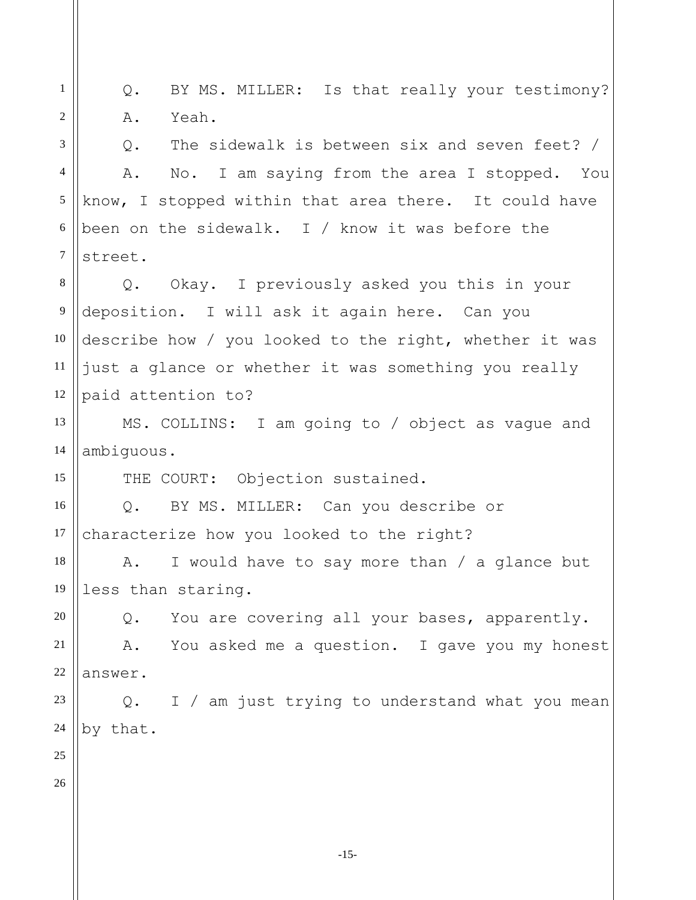Q. BY MS. MILLER: Is that really your testimony?

A. Yeah.

Q. The sidewalk is between six and seven feet? /

A. No. I am saying from the area I stopped. You know, I stopped within that area there. It could have been on the sidewalk. I / know it was before the street.

Q. Okay. I previously asked you this in your deposition. I will ask it again here. Can you describe how / you looked to the right, whether it was just a glance or whether it was something you really paid attention to?

MS. COLLINS: I am going to / object as vague and ambiguous.

THE COURT: Objection sustained.

Q. BY MS. MILLER: Can you describe or characterize how you looked to the right?

A. I would have to say more than / a glance but less than staring.

Q. You are covering all your bases, apparently.

A. You asked me a question. I gave you my honest answer.

Q. I / am just trying to understand what you mean by that.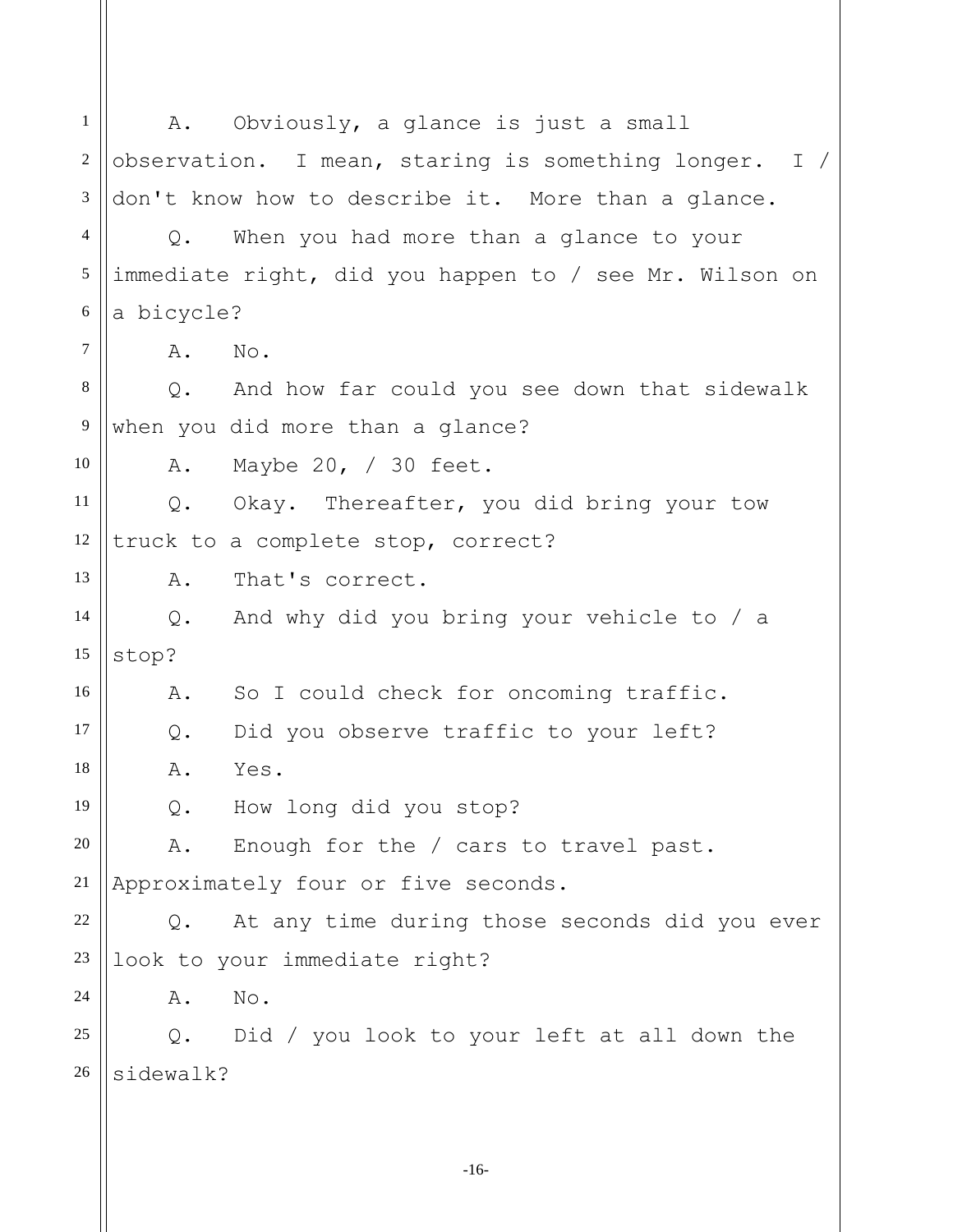A. Obviously, a glance is just a small observation. I mean, staring is something longer. I / don't know how to describe it. More than a glance.

Q. When you had more than a glance to your immediate right, did you happen to / see Mr. Wilson on a bicycle?

A. No.

Q. And how far could you see down that sidewalk when you did more than a glance?

A. Maybe 20, / 30 feet.

Q. Okay. Thereafter, you did bring your tow truck to a complete stop, correct?

A. That's correct.

Q. And why did you bring your vehicle to / a stop?

A. So I could check for oncoming traffic.

Q. Did you observe traffic to your left?

A. Yes.

Q. How long did you stop?

A. Enough for the / cars to travel past. Approximately four or five seconds.

Q. At any time during those seconds did you ever look to your immediate right?

A. No.

Q. Did / you look to your left at all down the sidewalk?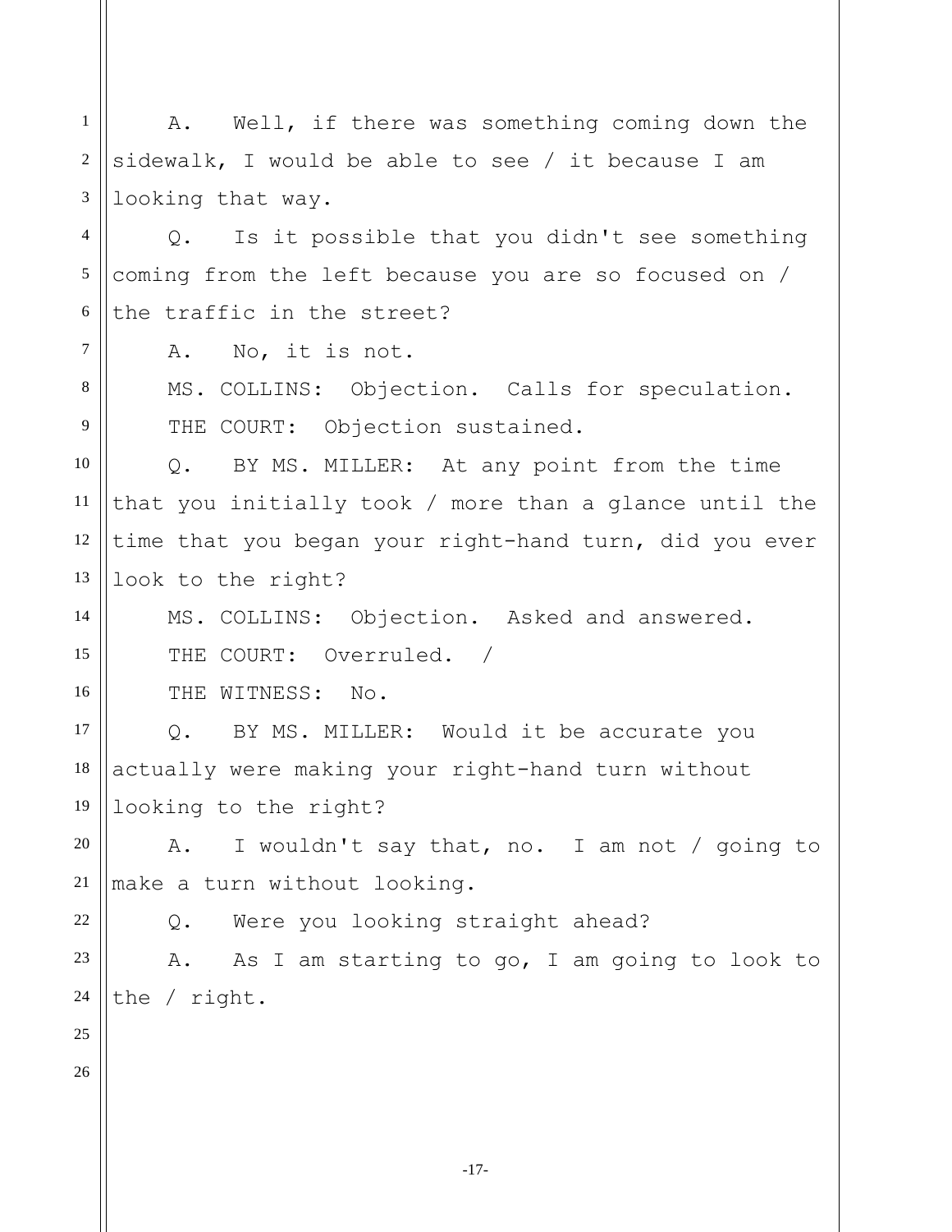A. Well, if there was something coming down the sidewalk, I would be able to see / it because I am looking that way.

Q. Is it possible that you didn't see something coming from the left because you are so focused on / the traffic in the street?

A. No, it is not.

MS. COLLINS: Objection. Calls for speculation.

THE COURT: Objection sustained.

Q. BY MS. MILLER: At any point from the time that you initially took / more than a glance until the time that you began your right-hand turn, did you ever look to the right?

MS. COLLINS: Objection. Asked and answered.

THE COURT: Overruled. /

THE WITNESS: No.

Q. BY MS. MILLER: Would it be accurate you actually were making your right-hand turn without looking to the right?

A. I wouldn't say that, no. I am not / going to make a turn without looking.

Q. Were you looking straight ahead?

A. As I am starting to go, I am going to look to the / right.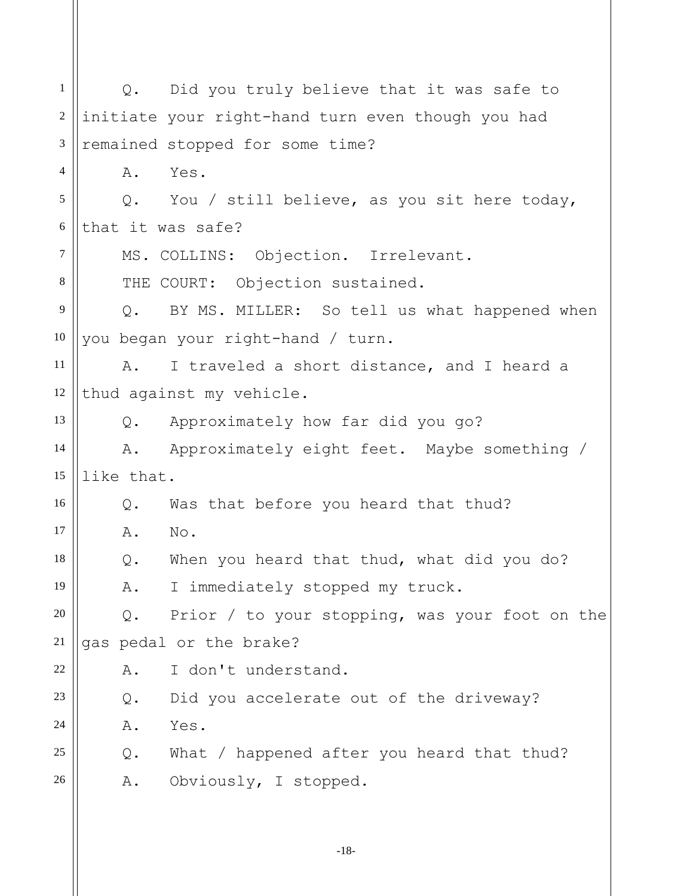Q. Did you truly believe that it was safe to initiate your right-hand turn even though you had remained stopped for some time?

A. Yes.

Q. You / still believe, as you sit here today, that it was safe?

MS. COLLINS: Objection. Irrelevant.

THE COURT: Objection sustained.

Q. BY MS. MILLER: So tell us what happened when you began your right-hand / turn.

A. I traveled a short distance, and I heard a thud against my vehicle.

Q. Approximately how far did you go?

A. Approximately eight feet. Maybe something / like that.

Q. Was that before you heard that thud?

A. No.

Q. When you heard that thud, what did you do?

A. I immediately stopped my truck.

Q. Prior / to your stopping, was your foot on the gas pedal or the brake?

A. I don't understand.

Q. Did you accelerate out of the driveway?

A. Yes.

Q. What / happened after you heard that thud?

A. Obviously, I stopped.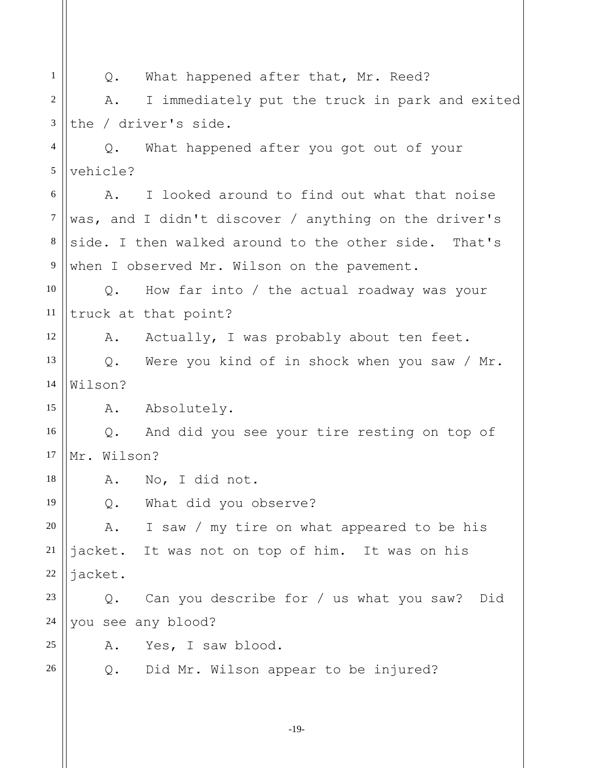Q. What happened after that, Mr. Reed?

A. I immediately put the truck in park and exited the / driver's side.

Q. What happened after you got out of your vehicle?

A. I looked around to find out what that noise was, and I didn't discover / anything on the driver's side. I then walked around to the other side. That's when I observed Mr. Wilson on the pavement.

Q. How far into / the actual roadway was your truck at that point?

A. Actually, I was probably about ten feet.

Q. Were you kind of in shock when you saw / Mr. Wilson?

A. Absolutely.

Q. And did you see your tire resting on top of Mr. Wilson?

A. No, I did not.

Q. What did you observe?

A. I saw / my tire on what appeared to be his jacket. It was not on top of him. It was on his jacket.

Q. Can you describe for / us what you saw? Did you see any blood?

A. Yes, I saw blood.

Q. Did Mr. Wilson appear to be injured?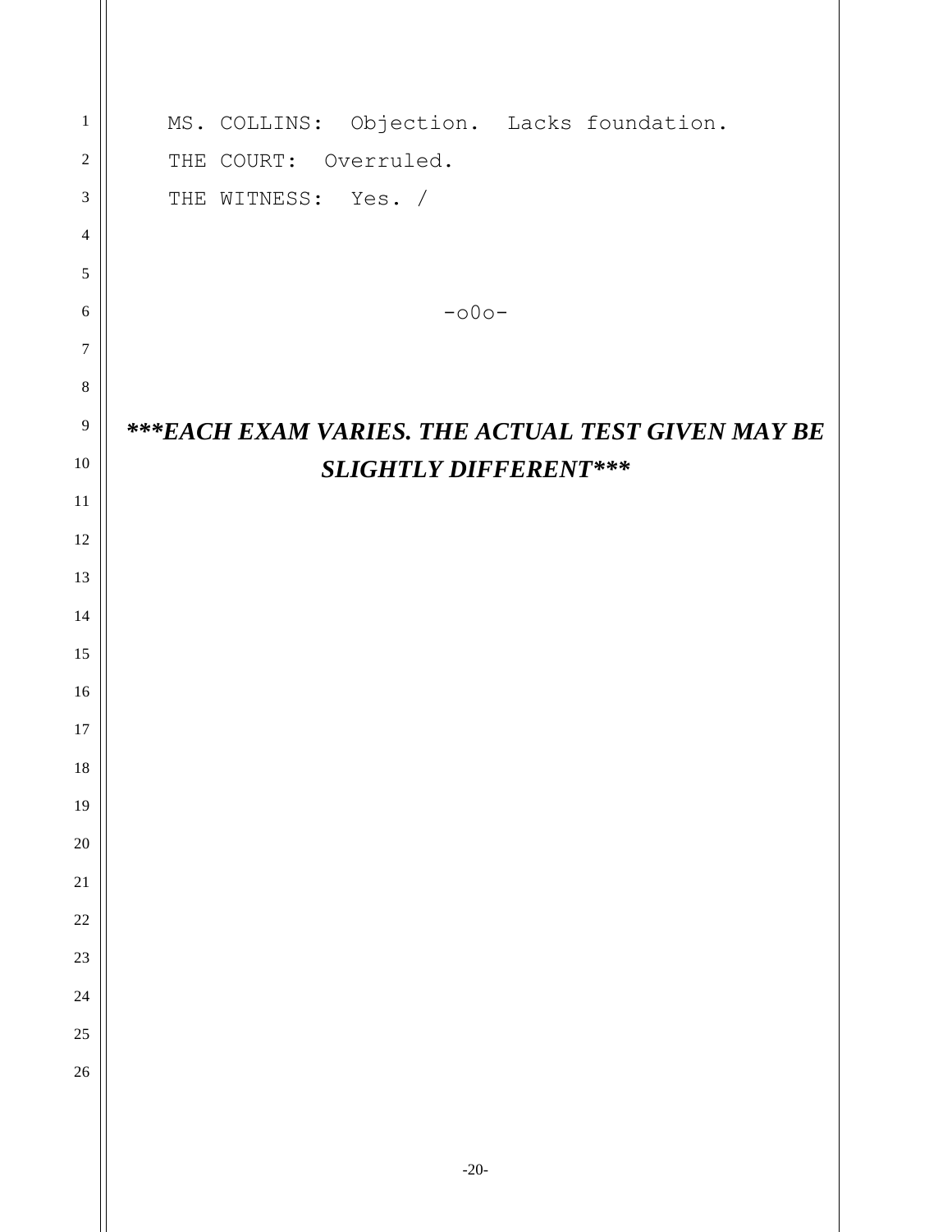MS. COLLINS: Objection. Lacks foundation.

THE COURT: Overruled.

THE WITNESS: Yes. /

-o0o-

***EACH EXAM VARIES. THE ACTUAL TEST GIVEN MAY BE SLIGHTLY DIFFERENT***